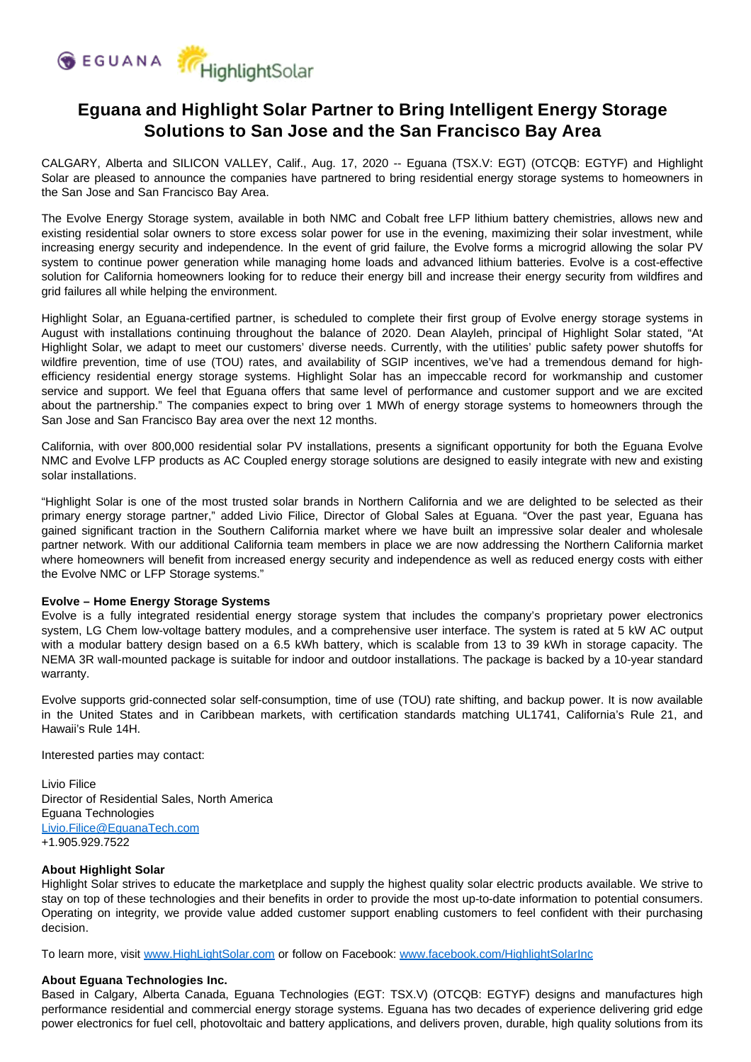# Eguana and Highlight Solar Partner to Bring Intelligent Energy Storage Solutions to San Jose and the San Francisco Bay Area

CALGARY, Alberta and SILICON VALLEY, Calif., Aug. 17, 2020 -- Eguana (TSX.V: EGT) (OTCQB: EGTYF) and Highlight Solar are pleased to announce the companies have partnered to bring residential energy storage systems to homeowners in the San Jose and San Francisco Bay Area.

The Evolve Energy Storage system, available in both NMC and Cobalt free LFP lithium battery chemistries, allows new and existing residential solar owners to store excess solar power for use in the evening, maximizing their solar investment, while increasing energy security and independence. In the event of grid failure, the Evolve forms a microgrid allowing the solar PV system to continue power generation while managing home loads and advanced lithium batteries. Evolve is a cost-effective solution for California homeowners looking for to reduce their energy bill and increase their energy security from wildfires and grid failures all while helping the environment.

Highlight Solar, an Eguana-certified partner, is scheduled to complete their first group of Evolve energy storage systems in August with installations continuing throughout the balance of 2020. Dean Alayleh, principal of Highlight Solar stated, "At Highlight Solar, we adapt to meet our customers' diverse needs. Currently, with the utilities' public safety power shutoffs for wildfire prevention, time of use (TOU) rates, and availability of SGIP incentives, we've had a tremendous demand for high-efficiency residential energy storage systems. Highlight Solar has an impeccable record for workmanship and customer service and support. We feel that Eguana offers that same level of performance and customer support and we are excited about the partnership." The companies expect to bring over 1 MWh of energy storage systems to homeowners through the San Jose and San Francisco Bay area over the next 12 months.

California, with over 800,000 residential solar PV installations, presents a significant opportunity for both the Eguana Evolve NMC and Evolve LFP products as AC Coupled energy storage solutions are designed to easily integrate with new and existing solar installations.

"Highlight Solar is one of the most trusted solar brands in Northern California and we are delighted to be selected as their primary energy storage partner," added Livio Filice, Director of Global Sales at Eguana. "Over the past year, Eguana has gained significant traction in the Southern California market where we have built an impressive solar dealer and wholesale partner network. With our additional California team members in place we are now addressing the Northern California market where homeowners will benefit from increased energy security and independence as well as reduced energy costs with either the Evolve NMC or LFP Storage systems."

**Evolve – Home Energy Storage Systems**
Evolve is a fully integrated residential energy storage system that includes the company's proprietary power electronics system, LG Chem low-voltage battery modules, and a comprehensive user interface. The system is rated at 5 kW AC output with a modular battery design based on a 6.5 kWh battery, which is scalable from 13 to 39 kWh in storage capacity. The NEMA 3R wall-mounted package is suitable for indoor and outdoor installations. The package is backed by a 10-year standard warranty.

Evolve supports grid-connected solar self-consumption, time of use (TOU) rate shifting, and backup power. It is now available in the United States and in Caribbean markets, with certification standards matching UL1741, California's Rule 21, and Hawaii's Rule 14H.

Interested parties may contact:

Livio Filice
Director of Residential Sales, North America
Eguana Technologies
Livio.Filice@EguanaTech.com
+1.905.929.7522

**About Highlight Solar**
Highlight Solar strives to educate the marketplace and supply the highest quality solar electric products available. We strive to stay on top of these technologies and their benefits in order to provide the most up-to-date information to potential consumers. Operating on integrity, we provide value added customer support enabling customers to feel confident with their purchasing decision.

To learn more, visit www.HighLightSolar.com or follow on Facebook: www.facebook.com/HighlightSolarInc

**About Eguana Technologies Inc.**
Based in Calgary, Alberta Canada, Eguana Technologies (EGT: TSX.V) (OTCQB: EGTYF) designs and manufactures high performance residential and commercial energy storage systems. Eguana has two decades of experience delivering grid edge power electronics for fuel cell, photovoltaic and battery applications, and delivers proven, durable, high quality solutions from its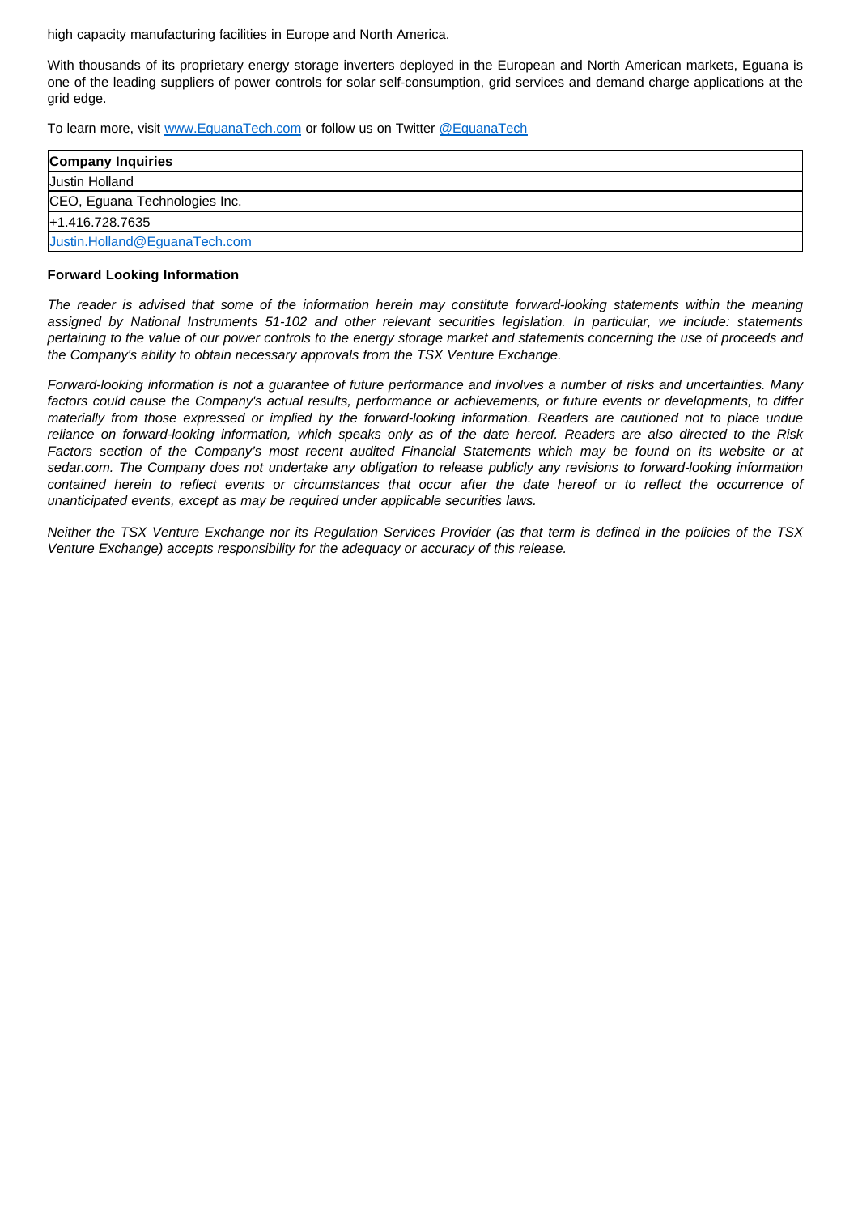high capacity manufacturing facilities in Europe and North America.

With thousands of its proprietary energy storage inverters deployed in the European and North American markets, Eguana is one of the leading suppliers of power controls for solar self-consumption, grid services and demand charge applications at the grid edge.

To learn more, visit [www.EguanaTech.com](http://www.EguanaTech.com) or follow us on Twitter [@EguanaTech](https://twitter.com/EguanaTech)

| **Company Inquiries** |
| --- |
| Justin Holland |
| CEO, Eguana Technologies Inc. |
| +1.416.728.7635 |
| [Justin.Holland@EguanaTech.com](mailto:Justin.Holland@EguanaTech.com) |

**Forward Looking Information**

*The reader is advised that some of the information herein may constitute forward-looking statements within the meaning assigned by National Instruments 51-102 and other relevant securities legislation. In particular, we include: statements pertaining to the value of our power controls to the energy storage market and statements concerning the use of proceeds and the Company's ability to obtain necessary approvals from the TSX Venture Exchange.*

*Forward-looking information is not a guarantee of future performance and involves a number of risks and uncertainties. Many factors could cause the Company's actual results, performance or achievements, or future events or developments, to differ materially from those expressed or implied by the forward-looking information. Readers are cautioned not to place undue reliance on forward-looking information, which speaks only as of the date hereof. Readers are also directed to the Risk Factors section of the Company's most recent audited Financial Statements which may be found on its website or at sedar.com. The Company does not undertake any obligation to release publicly any revisions to forward-looking information contained herein to reflect events or circumstances that occur after the date hereof or to reflect the occurrence of unanticipated events, except as may be required under applicable securities laws.*

*Neither the TSX Venture Exchange nor its Regulation Services Provider (as that term is defined in the policies of the TSX Venture Exchange) accepts responsibility for the adequacy or accuracy of this release.*